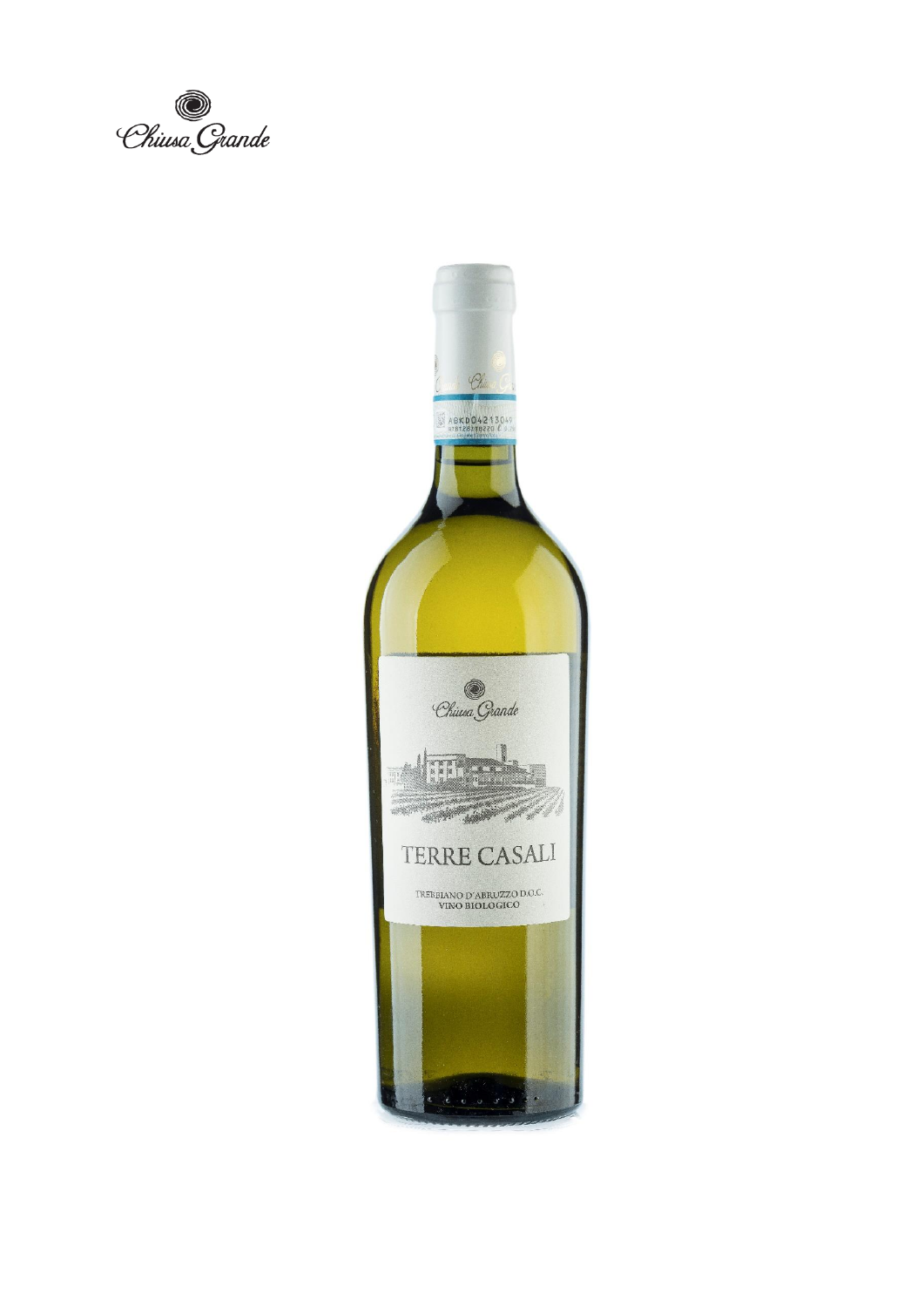Chiusa Grande

Chiusa Grande

TERRE CASALI

TREBBIANO D'ABRUZZO D.O.C.
VINO BIOLOGICO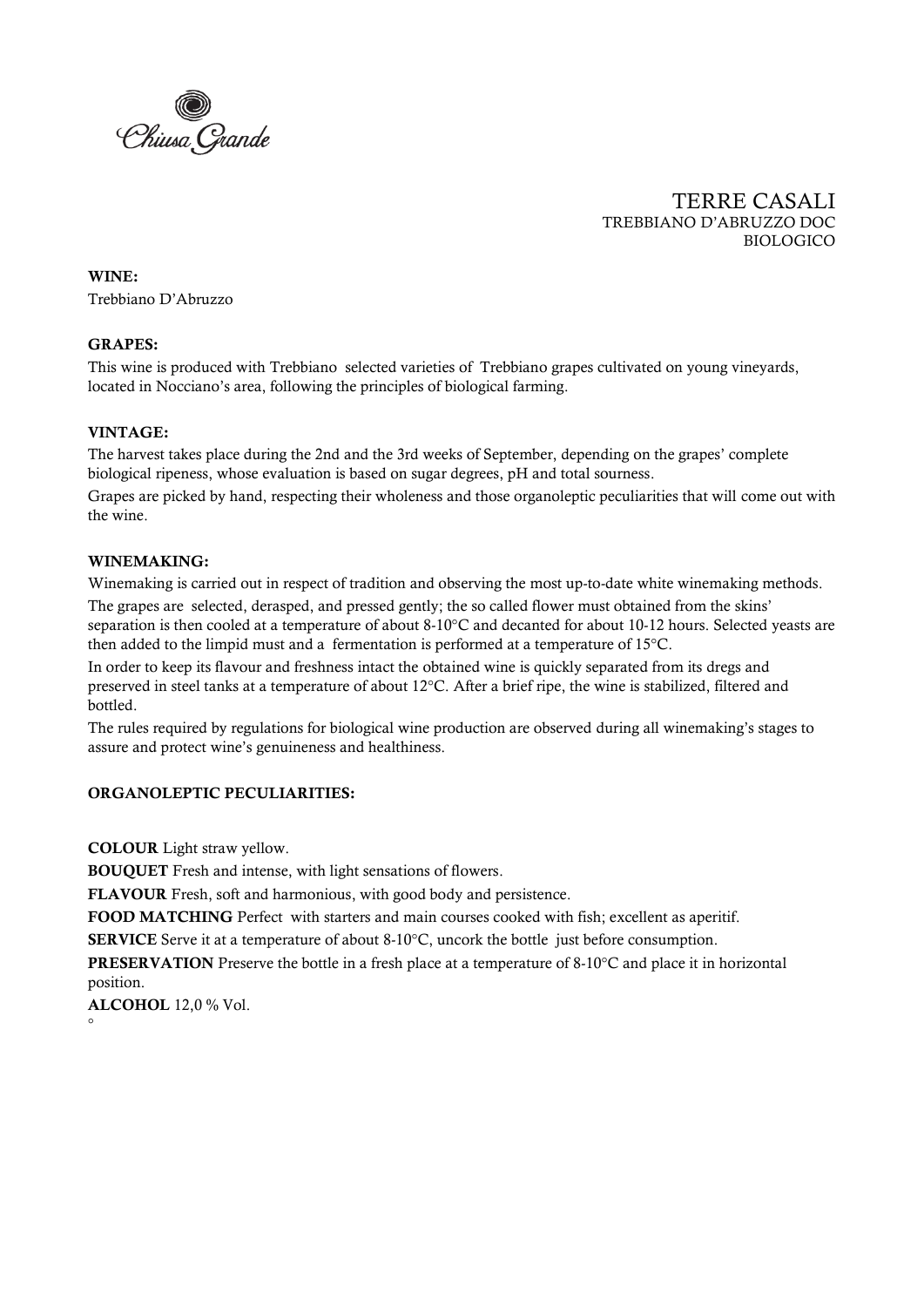Chiusa Grande

# TERRE CASALI
TREBBIANO D'ABRUZZO DOC
BIOLOGICO

**WINE:**
Trebbiano D'Abruzzo

**GRAPES:**
This wine is produced with Trebbiano selected varieties of Trebbiano grapes cultivated on young vineyards, located in Nocciano's area, following the principles of biological farming.

**VINTAGE:**
The harvest takes place during the 2nd and the 3rd weeks of September, depending on the grapes' complete biological ripeness, whose evaluation is based on sugar degrees, pH and total sourness.

Grapes are picked by hand, respecting their wholeness and those organoleptic peculiarities that will come out with the wine.

**WINEMAKING:**
Winemaking is carried out in respect of tradition and observing the most up-to-date white winemaking methods.

The grapes are selected, derasped, and pressed gently; the so called flower must obtained from the skins' separation is then cooled at a temperature of about 8-10°C and decanted for about 10-12 hours. Selected yeasts are then added to the limpid must and a fermentation is performed at a temperature of 15°C.

In order to keep its flavour and freshness intact the obtained wine is quickly separated from its dregs and preserved in steel tanks at a temperature of about 12°C. After a brief ripe, the wine is stabilized, filtered and bottled.

The rules required by regulations for biological wine production are observed during all winemaking's stages to assure and protect wine's genuineness and healthiness.

**ORGANOLEPTIC PECULIARITIES:**

**COLOUR** Light straw yellow.

**BOUQUET** Fresh and intense, with light sensations of flowers.

**FLAVOUR** Fresh, soft and harmonious, with good body and persistence.

**FOOD MATCHING** Perfect with starters and main courses cooked with fish; excellent as aperitif.

**SERVICE** Serve it at a temperature of about 8-10°C, uncork the bottle just before consumption.

**PRESERVATION** Preserve the bottle in a fresh place at a temperature of 8-10°C and place it in horizontal position.

**ALCOHOL** 12,0 % Vol.

°